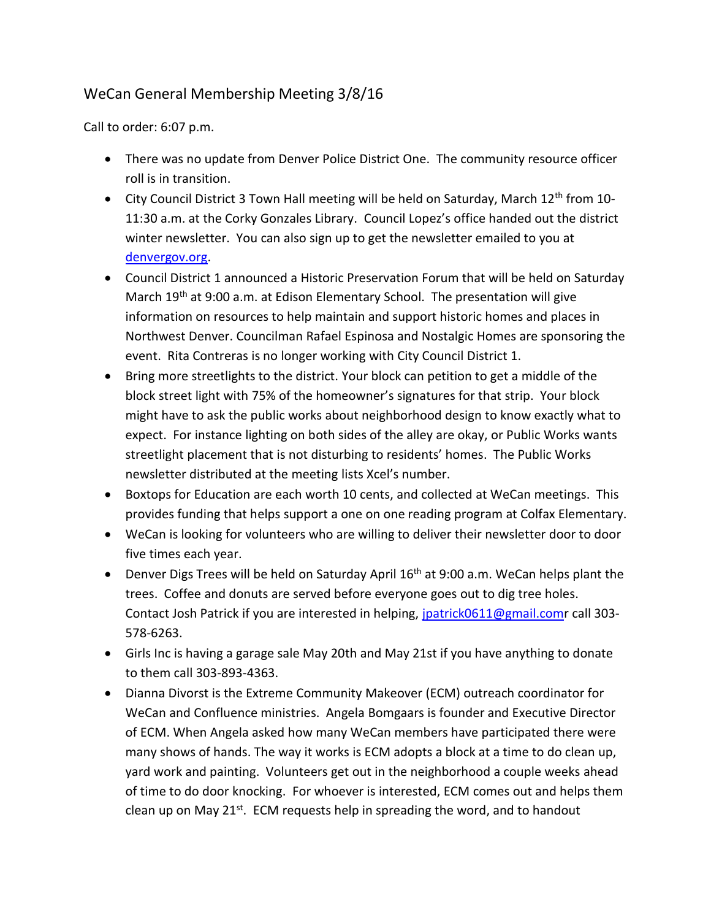## WeCan General Membership Meeting 3/8/16

Call to order: 6:07 p.m.

- There was no update from Denver Police District One. The community resource officer roll is in transition.
- City Council District 3 Town Hall meeting will be held on Saturday, March 12th from 10-11:30 a.m. at the Corky Gonzales Library. Council Lopez's office handed out the district winter newsletter. You can also sign up to get the newsletter emailed to you at denvergov.org.
- Council District 1 announced a Historic Preservation Forum that will be held on Saturday March 19th at 9:00 a.m. at Edison Elementary School. The presentation will give information on resources to help maintain and support historic homes and places in Northwest Denver. Councilman Rafael Espinosa and Nostalgic Homes are sponsoring the event. Rita Contreras is no longer working with City Council District 1.
- Bring more streetlights to the district. Your block can petition to get a middle of the block street light with 75% of the homeowner's signatures for that strip. Your block might have to ask the public works about neighborhood design to know exactly what to expect. For instance lighting on both sides of the alley are okay, or Public Works wants streetlight placement that is not disturbing to residents' homes. The Public Works newsletter distributed at the meeting lists Xcel's number.
- Boxtops for Education are each worth 10 cents, and collected at WeCan meetings. This provides funding that helps support a one on one reading program at Colfax Elementary.
- WeCan is looking for volunteers who are willing to deliver their newsletter door to door five times each year.
- Denver Digs Trees will be held on Saturday April 16th at 9:00 a.m. WeCan helps plant the trees. Coffee and donuts are served before everyone goes out to dig tree holes. Contact Josh Patrick if you are interested in helping, jpatrick0611@gmail.comr call 303-578-6263.
- Girls Inc is having a garage sale May 20th and May 21st if you have anything to donate to them call 303-893-4363.
- Dianna Divorst is the Extreme Community Makeover (ECM) outreach coordinator for WeCan and Confluence ministries. Angela Bomgaars is founder and Executive Director of ECM. When Angela asked how many WeCan members have participated there were many shows of hands. The way it works is ECM adopts a block at a time to do clean up, yard work and painting. Volunteers get out in the neighborhood a couple weeks ahead of time to do door knocking. For whoever is interested, ECM comes out and helps them clean up on May 21st. ECM requests help in spreading the word, and to handout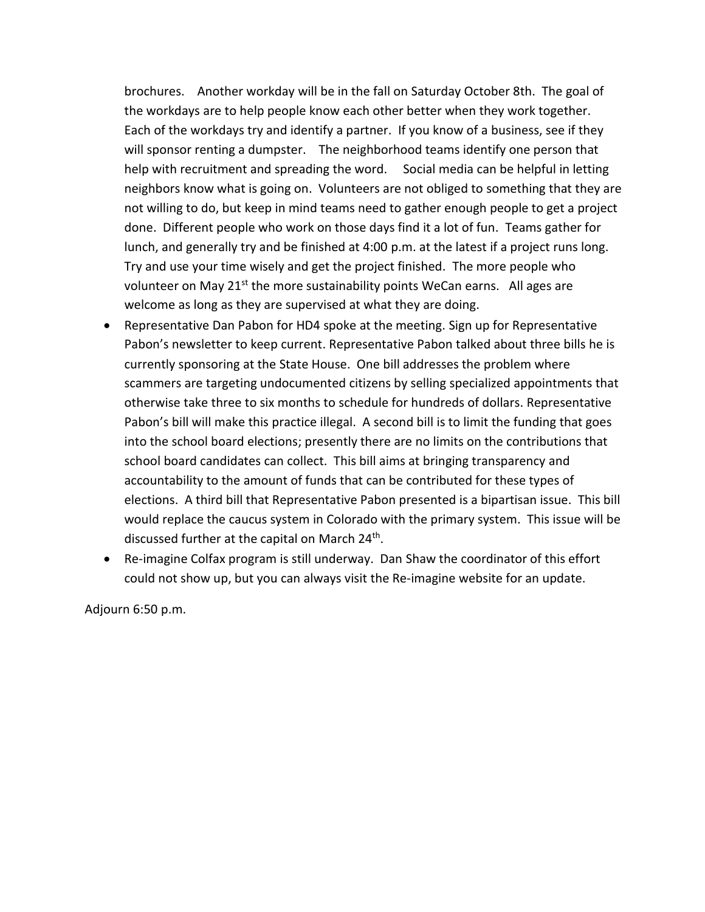brochures.  Another workday will be in the fall on Saturday October 8th. The goal of the workdays are to help people know each other better when they work together. Each of the workdays try and identify a partner. If you know of a business, see if they will sponsor renting a dumpster.  The neighborhood teams identify one person that help with recruitment and spreading the word.  Social media can be helpful in letting neighbors know what is going on. Volunteers are not obliged to something that they are not willing to do, but keep in mind teams need to gather enough people to get a project done. Different people who work on those days find it a lot of fun. Teams gather for lunch, and generally try and be finished at 4:00 p.m. at the latest if a project runs long. Try and use your time wisely and get the project finished. The more people who volunteer on May 21st the more sustainability points WeCan earns. All ages are welcome as long as they are supervised at what they are doing.

- Representative Dan Pabon for HD4 spoke at the meeting. Sign up for Representative Pabon's newsletter to keep current. Representative Pabon talked about three bills he is currently sponsoring at the State House. One bill addresses the problem where scammers are targeting undocumented citizens by selling specialized appointments that otherwise take three to six months to schedule for hundreds of dollars. Representative Pabon's bill will make this practice illegal. A second bill is to limit the funding that goes into the school board elections; presently there are no limits on the contributions that school board candidates can collect. This bill aims at bringing transparency and accountability to the amount of funds that can be contributed for these types of elections. A third bill that Representative Pabon presented is a bipartisan issue. This bill would replace the caucus system in Colorado with the primary system. This issue will be discussed further at the capital on March 24th.
- Re-imagine Colfax program is still underway. Dan Shaw the coordinator of this effort could not show up, but you can always visit the Re-imagine website for an update.

Adjourn 6:50 p.m.